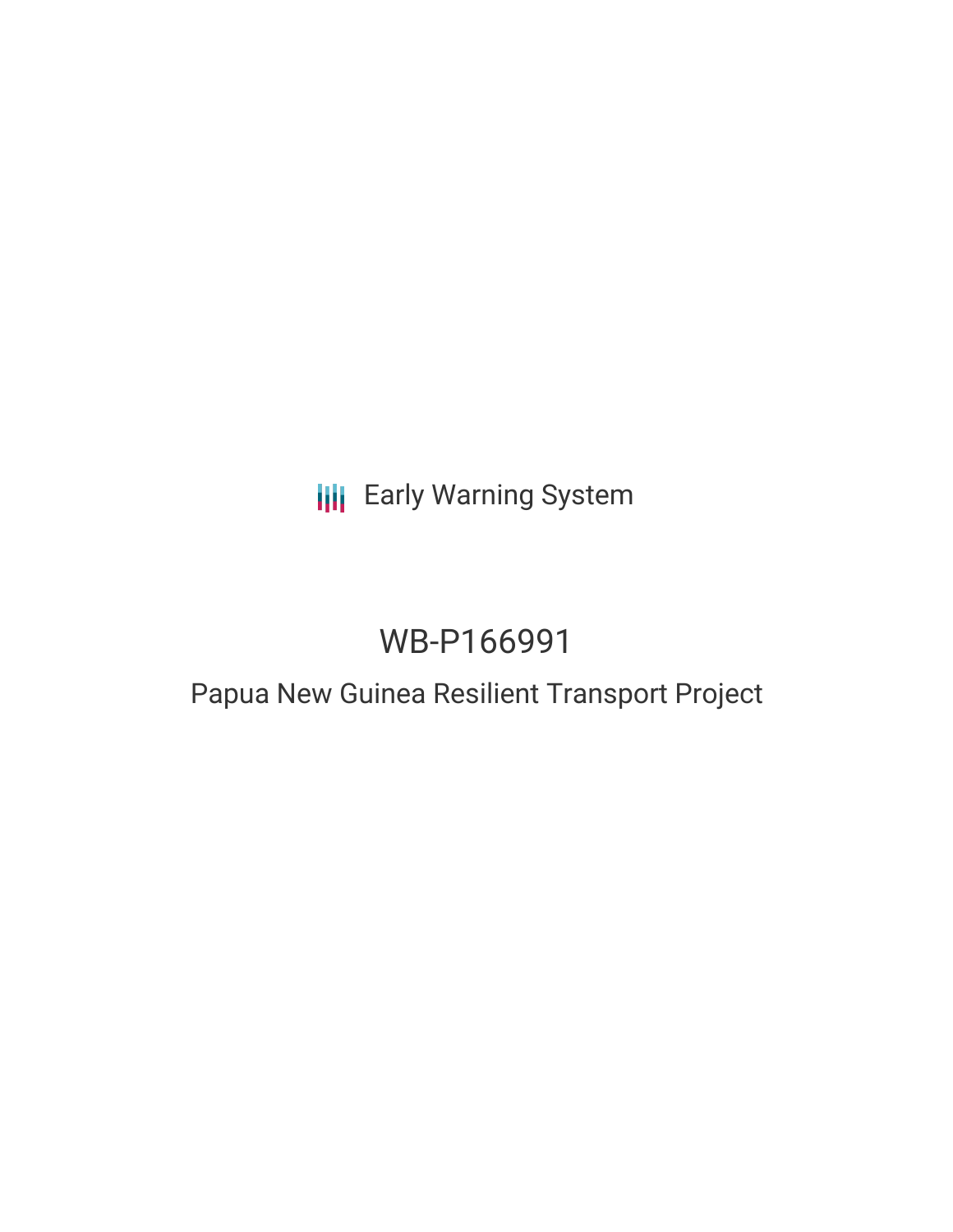Early Warning System

# WB-P166991

## Papua New Guinea Resilient Transport Project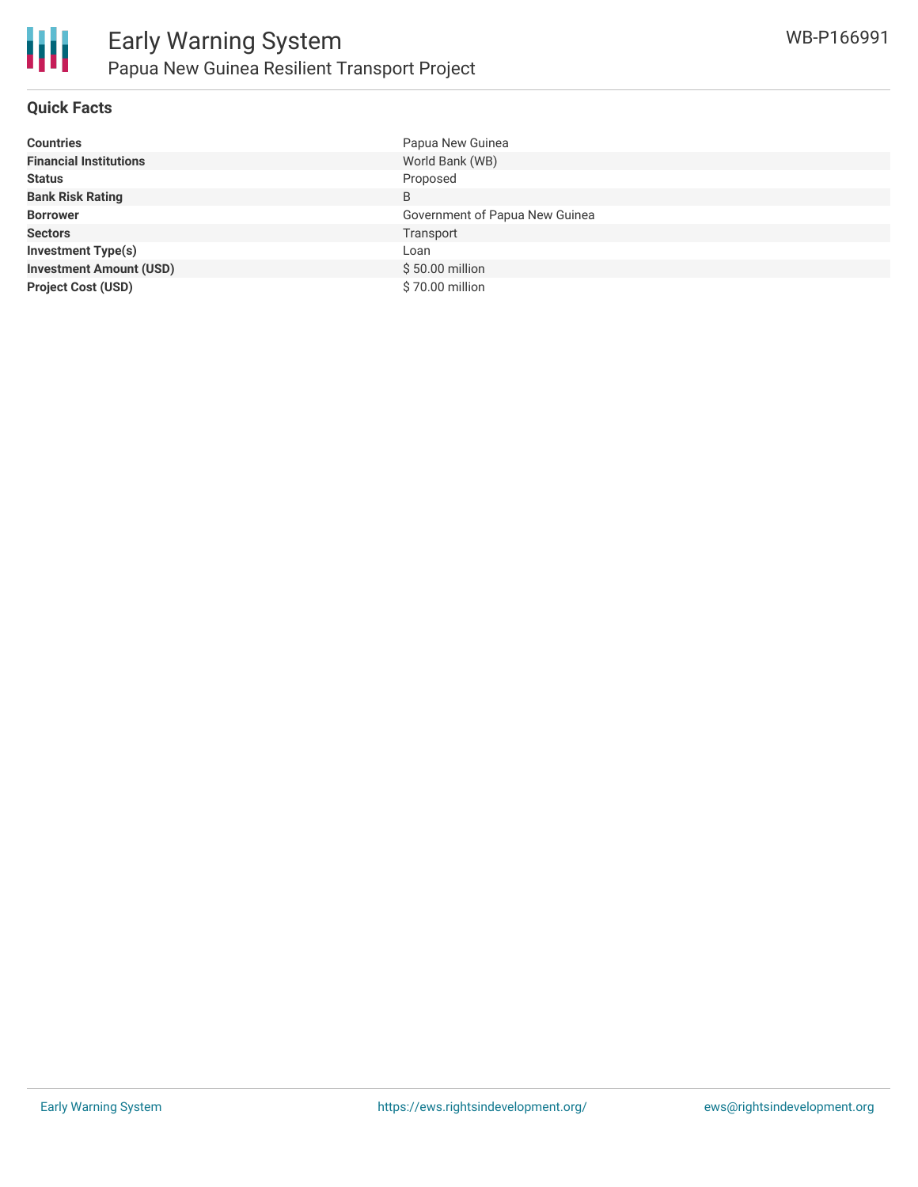## Quick Facts

| | |
|---|---|
| **Countries** | Papua New Guinea |
| **Financial Institutions** | World Bank (WB) |
| **Status** | Proposed |
| **Bank Risk Rating** | B |
| **Borrower** | Government of Papua New Guinea |
| **Sectors** | Transport |
| **Investment Type(s)** | Loan |
| **Investment Amount (USD)** | $ 50.00 million |
| **Project Cost (USD)** | $ 70.00 million |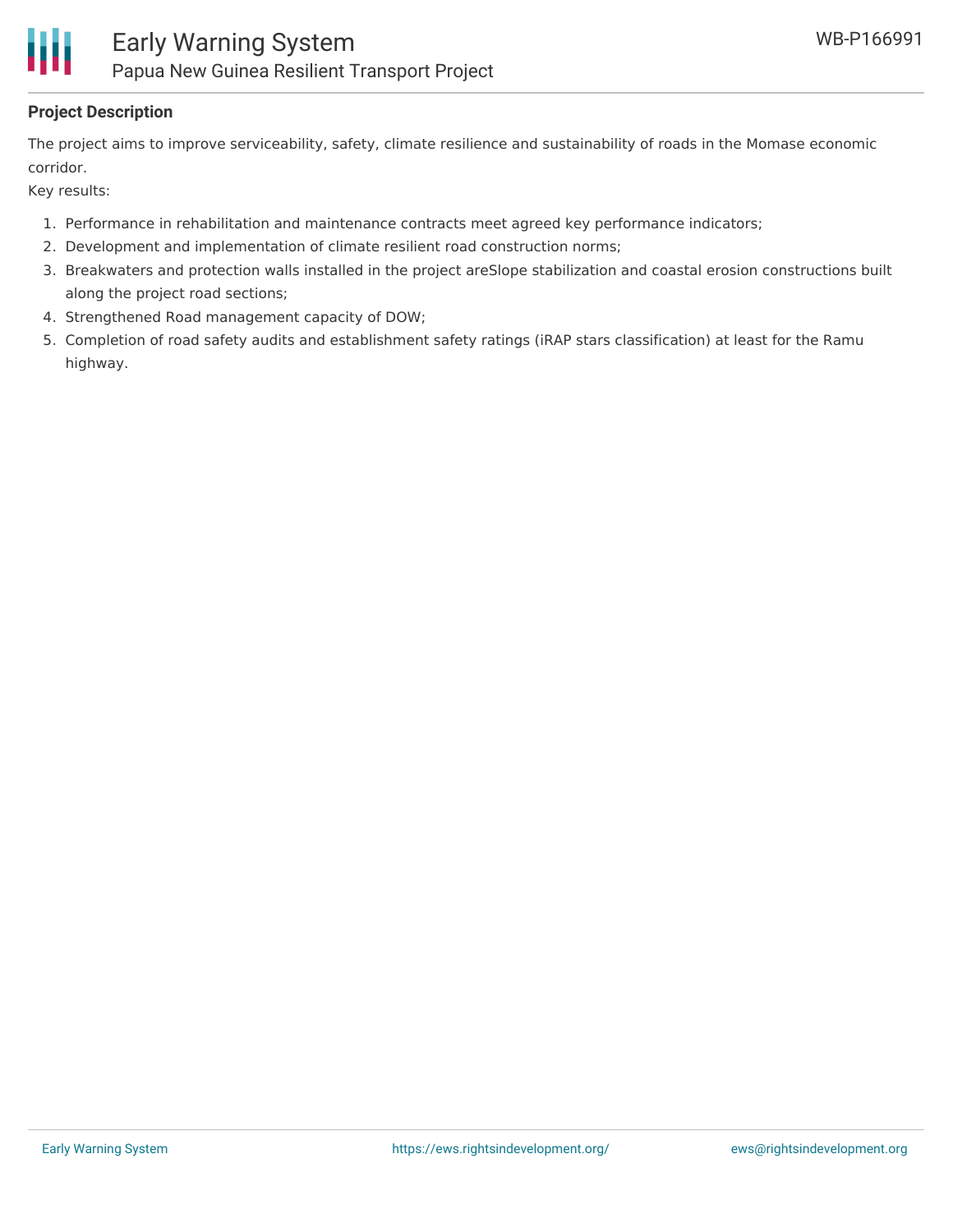**Project Description**

The project aims to improve serviceability, safety, climate resilience and sustainability of roads in the Momase economic corridor.

Key results:

1. Performance in rehabilitation and maintenance contracts meet agreed key performance indicators;
2. Development and implementation of climate resilient road construction norms;
3. Breakwaters and protection walls installed in the project areSlope stabilization and coastal erosion constructions built along the project road sections;
4. Strengthened Road management capacity of DOW;
5. Completion of road safety audits and establishment safety ratings (iRAP stars classification) at least for the Ramu highway.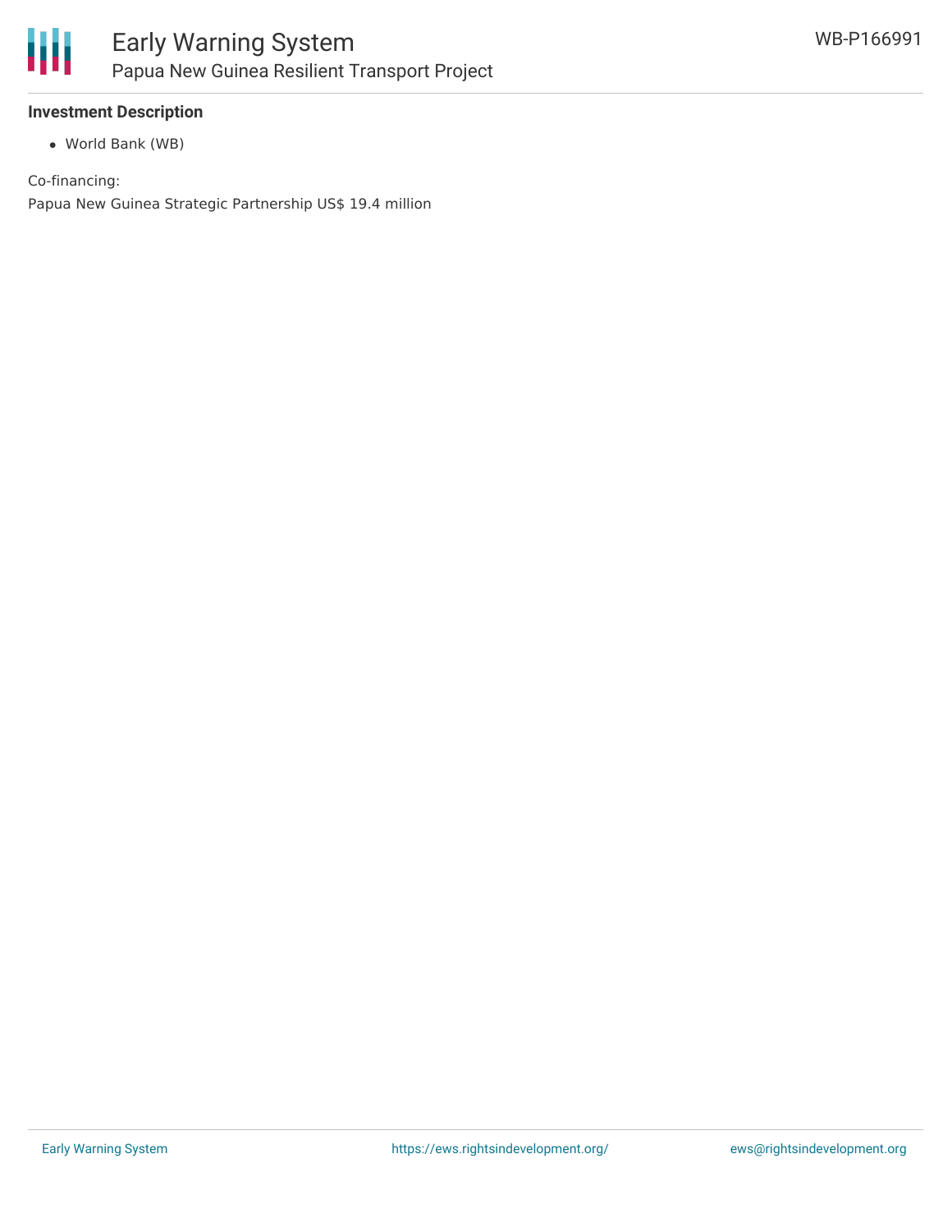**Investment Description**

- World Bank (WB)

Co-financing:

Papua New Guinea Strategic Partnership US$ 19.4 million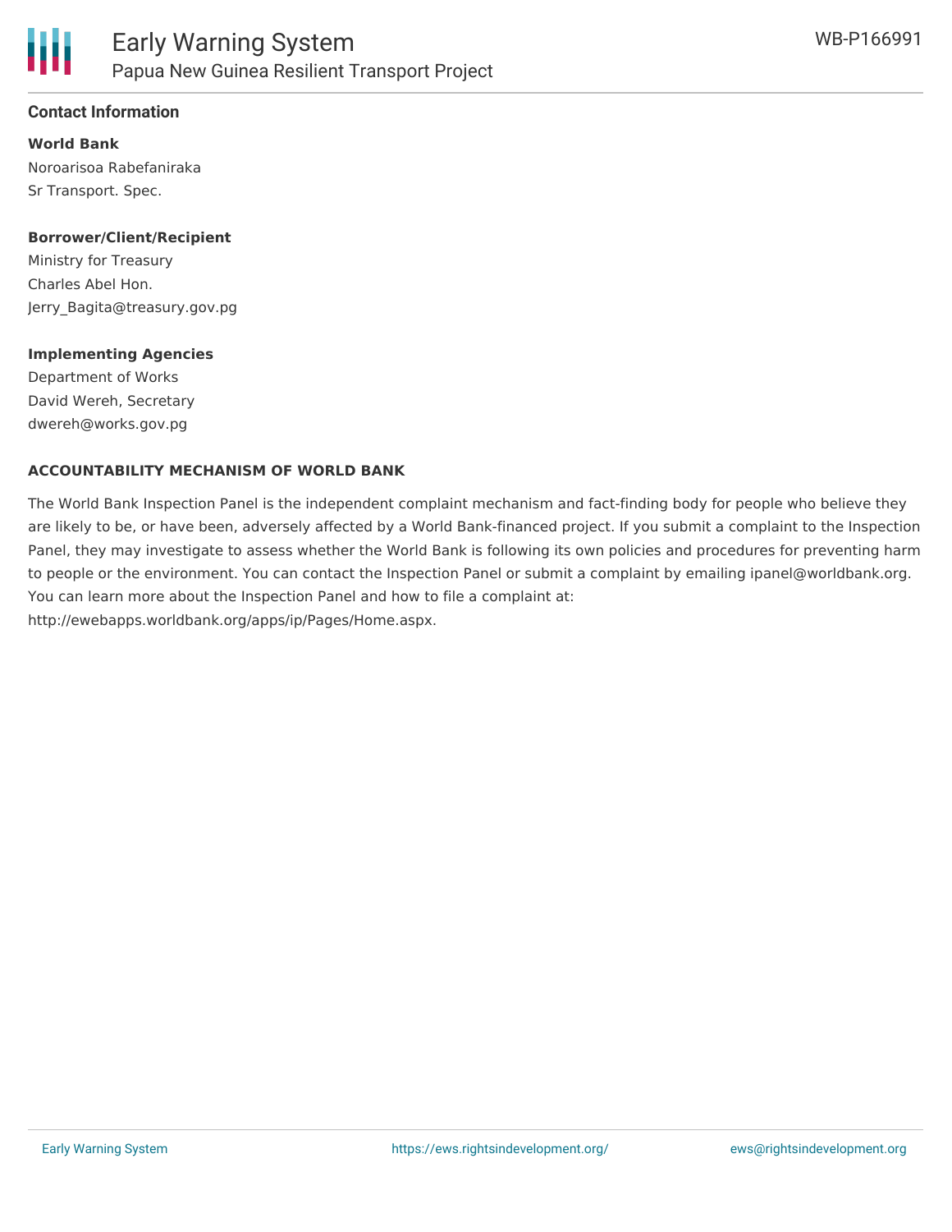## Contact Information

**World Bank**

Noroarisoa Rabefaniraka
Sr Transport. Spec.

**Borrower/Client/Recipient**

Ministry for Treasury
Charles Abel Hon.
Jerry_Bagita@treasury.gov.pg

**Implementing Agencies**

Department of Works
David Wereh, Secretary
dwereh@works.gov.pg

### ACCOUNTABILITY MECHANISM OF WORLD BANK

The World Bank Inspection Panel is the independent complaint mechanism and fact-finding body for people who believe they are likely to be, or have been, adversely affected by a World Bank-financed project. If you submit a complaint to the Inspection Panel, they may investigate to assess whether the World Bank is following its own policies and procedures for preventing harm to people or the environment. You can contact the Inspection Panel or submit a complaint by emailing ipanel@worldbank.org. You can learn more about the Inspection Panel and how to file a complaint at: http://ewebapps.worldbank.org/apps/ip/Pages/Home.aspx.